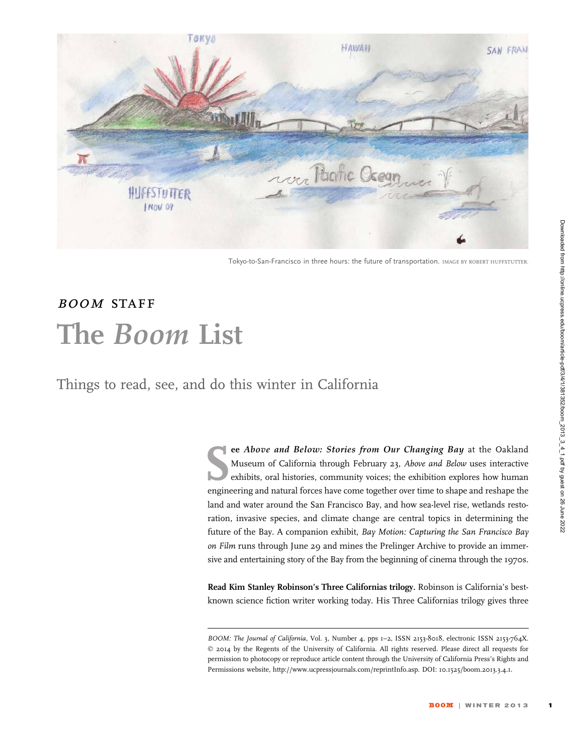Tokyo-to-San-Francisco in three hours: the future of transportation. IMAGE BY ROBERT HUFFSTUTTER.

*BOOM* STAFF

# The *Boom* List

## Things to read, see, and do this winter in California

**See *Above and Below: Stories from Our Changing Bay*** at the Oakland Museum of California through February 23. *Above and Below* uses interactive exhibits, oral histories, community voices; the exhibition explores how human engineering and natural forces have come together over time to shape and reshape the land and water around the San Francisco Bay, and how sea-level rise, wetlands restoration, invasive species, and climate change are central topics in determining the future of the Bay. A companion exhibit, *Bay Motion: Capturing the San Francisco Bay on Film* runs through June 29 and mines the Prelinger Archive to provide an immersive and entertaining story of the Bay from the beginning of cinema through the 1970s.

**Read Kim Stanley Robinson's Three Californias trilogy.** Robinson is California's best-known science fiction writer working today. His Three Californias trilogy gives three

*BOOM: The Journal of California*, Vol. 3, Number 4, pps 1–2, ISSN 2153-8018, electronic ISSN 2153-764X. © 2014 by the Regents of the University of California. All rights reserved. Please direct all requests for permission to photocopy or reproduce article content through the University of California Press's Rights and Permissions website, http://www.ucpressjournals.com/reprintInfo.asp. DOI: 10.1525/boom.2013.3.4.1.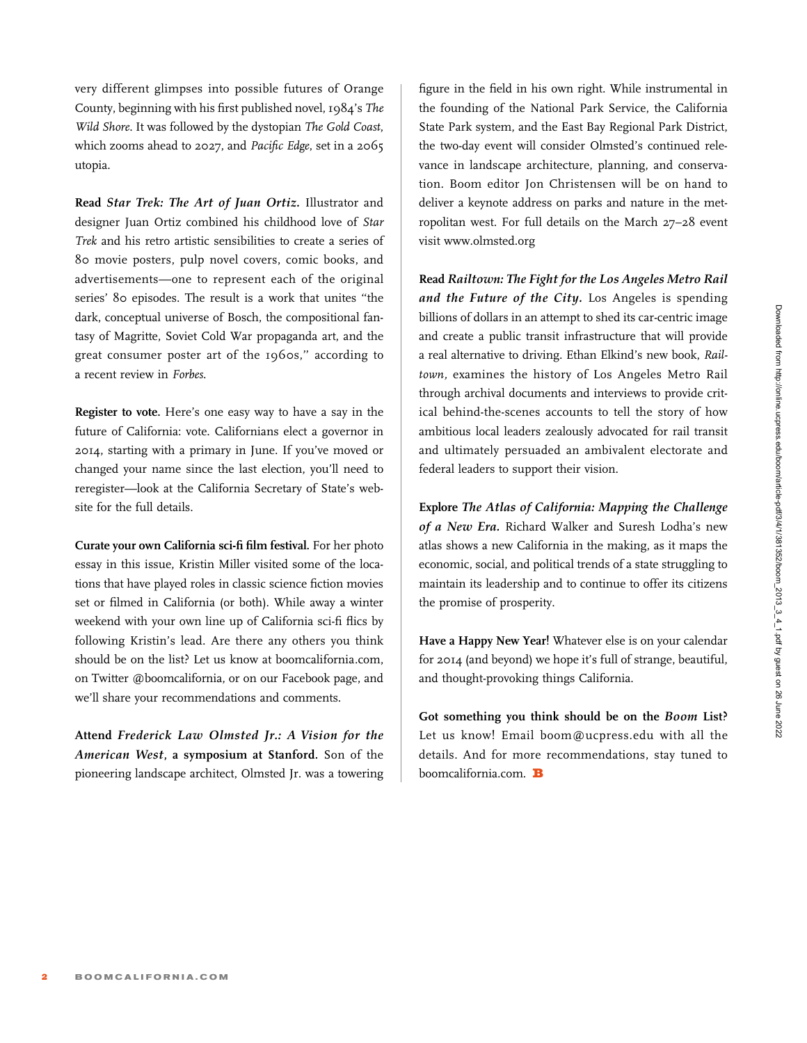very different glimpses into possible futures of Orange County, beginning with his first published novel, 1984's *The Wild Shore*. It was followed by the dystopian *The Gold Coast*, which zooms ahead to 2027, and *Pacific Edge*, set in a 2065 utopia.

**Read *Star Trek: The Art of Juan Ortiz*.** Illustrator and designer Juan Ortiz combined his childhood love of *Star Trek* and his retro artistic sensibilities to create a series of 80 movie posters, pulp novel covers, comic books, and advertisements—one to represent each of the original series' 80 episodes. The result is a work that unites "the dark, conceptual universe of Bosch, the compositional fantasy of Magritte, Soviet Cold War propaganda art, and the great consumer poster art of the 1960s," according to a recent review in *Forbes*.

**Register to vote.** Here's one easy way to have a say in the future of California: vote. Californians elect a governor in 2014, starting with a primary in June. If you've moved or changed your name since the last election, you'll need to reregister—look at the California Secretary of State's website for the full details.

**Curate your own California sci-fi film festival.** For her photo essay in this issue, Kristin Miller visited some of the locations that have played roles in classic science fiction movies set or filmed in California (or both). While away a winter weekend with your own line up of California sci-fi flics by following Kristin's lead. Are there any others you think should be on the list? Let us know at boomcalifornia.com, on Twitter @boomcalifornia, or on our Facebook page, and we'll share your recommendations and comments.

**Attend *Frederick Law Olmsted Jr.: A Vision for the American West*, a symposium at Stanford.** Son of the pioneering landscape architect, Olmsted Jr. was a towering figure in the field in his own right. While instrumental in the founding of the National Park Service, the California State Park system, and the East Bay Regional Park District, the two-day event will consider Olmsted's continued relevance in landscape architecture, planning, and conservation. Boom editor Jon Christensen will be on hand to deliver a keynote address on parks and nature in the metropolitan west. For full details on the March 27–28 event visit www.olmsted.org

**Read *Railtown: The Fight for the Los Angeles Metro Rail and the Future of the City*.** Los Angeles is spending billions of dollars in an attempt to shed its car-centric image and create a public transit infrastructure that will provide a real alternative to driving. Ethan Elkind's new book, *Railtown*, examines the history of Los Angeles Metro Rail through archival documents and interviews to provide critical behind-the-scenes accounts to tell the story of how ambitious local leaders zealously advocated for rail transit and ultimately persuaded an ambivalent electorate and federal leaders to support their vision.

**Explore *The Atlas of California: Mapping the Challenge of a New Era*.** Richard Walker and Suresh Lodha's new atlas shows a new California in the making, as it maps the economic, social, and political trends of a state struggling to maintain its leadership and to continue to offer its citizens the promise of prosperity.

**Have a Happy New Year!** Whatever else is on your calendar for 2014 (and beyond) we hope it's full of strange, beautiful, and thought-provoking things California.

**Got something you think should be on the *Boom* List?** Let us know! Email boom@ucpress.edu with all the details. And for more recommendations, stay tuned to boomcalifornia.com.